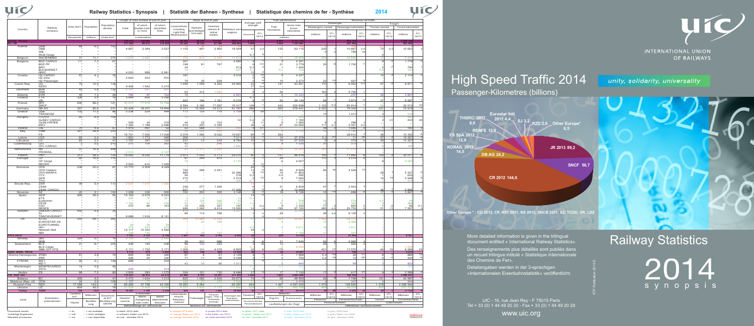# Railway Statistics - Synopsis | Statistik der Bahnen - Synthese | Statistique des chemins de fer - Synthèse 2014

# High Speed Traffic 2014

## Passenger-Kilometres (billions)

- THSRC 2012: 8,6
- Eurostar Intl 2011: 4,4
- SJ: 3,2
- RZD: 2,6
- Other Europe*: 6,5
- RENFE: 12,8
- FS SpA 2012: 12,8
- KORAIL 2013: 14,5
- JR 2013: 89,2
- DB AG: 24,2
- SNCF: 50,7
- CR 2012: 144,6

Other Europe * : CD 2013, CP, HS1 2011, NS 2012, SNCB 2011, SZ, TCDD, VR, LDZ

INTERNATIONAL UNION OF RAILWAYS

unity, solidarity, universality

More detailed information is given in the trilingual document entitled « International Railway Statistics».

Des renseignements plus détaillés sont publiés dans un recueil trilingue intitulé « Statistique Internationale des Chemins de Fer».

Detailangaben werden in der 3-sprachigen «Internationalen Eisenbahnstatistik» veröffentlicht.

# Railway Statistics

# 2014

# synopsis

UIC - 16, rue Jean Rey - F 75015 Paris
Tel + 33 (0) 1 44 49 20 20 - Fax + 33 (0) 1 44 49 20 29

www.uic.org

ETF Publication 2014-0

| Provisional results | - = nil | ... = not available | in black : 2014 data | in orange : 2013 data | in purple : 2012 data | in green : 2011 data | in blue : 2010 data | in grey : 2009 data |
|---|---|---|---|---|---|---|---|---|
| Vorläufige Ergebnisse | - = nil | ... = nicht verfügbar | in schwarz: Daten von 2014 | in Orange: Daten von 2013 | in lila Daten von 2012 | in grün : Daten von 2011 | in blau : Daten von 2010 | in grau: Daten von 2009 |
| Résultats provisoires | - = nul | ... = non disponible | en noir : données 2014 | en orange: données 2013 | en violet données 2012 | en vert : données 2011 | en bleu : données 2010 | en gris : données 2009 |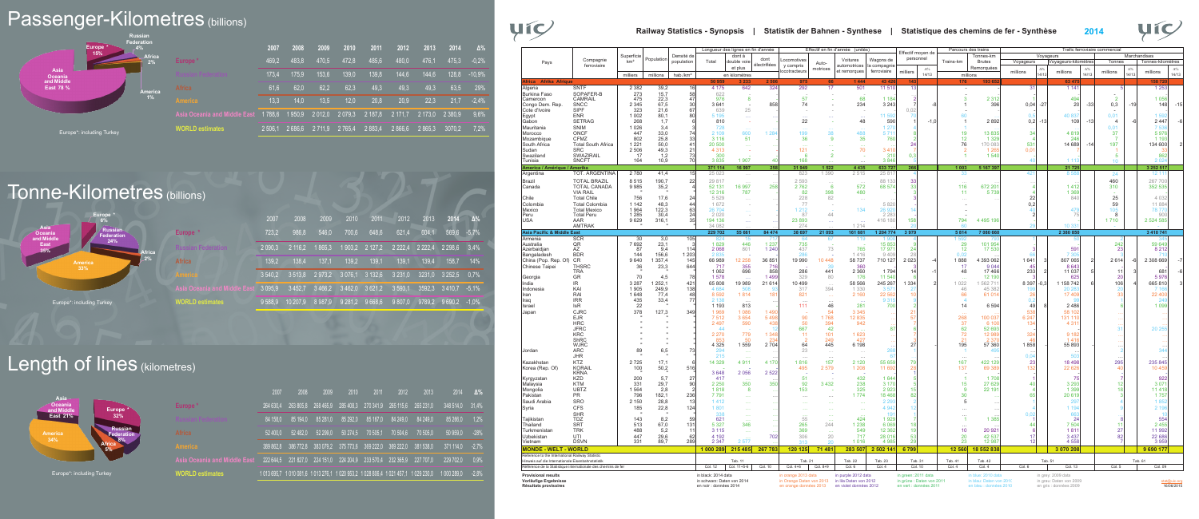# Passenger-Kilometres (billions)

Europe* 15%
Russian Federation 4%
Africa 2%
America 1%
Asia Oceania and Middle East 78 %

Europe*: including Turkey

| | 2007 | 2008 | 2009 | 2010 | 2011 | 2012 | 2013 | 2014 | Δ% |
|---|---|---|---|---|---|---|---|---|---|
| Europe * | 469,2 | 483,8 | 470,5 | 472,8 | 485,6 | 480,0 | 476,1 | 475,3 | -0,2% |
| Russian Federation | 173,4 | 175,9 | 153,6 | 139,0 | 139,8 | 144,6 | 144,6 | 128,8 | -10,9% |
| Africa | 61,6 | 62,0 | 62,2 | 62,3 | 49,3 | 49,3 | 49,3 | 63,5 | 29% |
| America | 13,3 | 14,0 | 13,5 | 12,0 | 20,8 | 20,9 | 22,3 | 21,7 | -2,4% |
| Asia Oceania and Middle East | 1 788,6 | 1 950,9 | 2 012,0 | 2 079,3 | 2 187,8 | 2 171,7 | 2 173,0 | 2 380,9 | 9,6% |
| WORLD estimates | 2 506,1 | 2 686,6 | 2 711,9 | 2 765,4 | 2 883,4 | 2 866,6 | 2 865,3 | 3 070,2 | 7,2% |

# Tonne-Kilometres (billions)

Europe* 6%
Russian Federation 24%
Africa 2%
America 33%
Asia Oceania and Middle East 35%

Europe*: including Turkey

| | 2007 | 2008 | 2009 | 2010 | 2011 | 2012 | 2013 | 2014 | Δ% |
|---|---|---|---|---|---|---|---|---|---|
| Europe * | 723,2 | 986,8 | 546,0 | 700,6 | 648,6 | 621,4 | 604,1 | 569,6 | -5,7% |
| Russian Federation | 2 090,3 | 2 116,2 | 1 865,3 | 1 903,2 | 2 127,2 | 2 222,4 | 2 222,4 | 2 298,6 | 3,4% |
| Africa | 139,2 | 138,4 | 137,1 | 139,2 | 139,1 | 139,1 | 139,4 | 158,7 | 14% |
| America | 3 540,2 | 3 513,8 | 2 973,2 | 3 076,1 | 3 132,6 | 3 231,0 | 3 231,0 | 3 252,5 | 0,7% |
| Asia Oceania and Middle East | 3 095,9 | 3 452,7 | 3 466,2 | 3 462,0 | 3 621,2 | 3 593,1 | 3 592,3 | 3 410,7 | -5,1% |
| WORLD estimates | 9 588,9 | 10 207,9 | 8 987,9 | 9 281,2 | 9 668,6 | 9 807,0 | 9 789,2 | 9 690,2 | -1,0% |

# Length of lines (kilometres)

Europe* 32%
Russian Federation 8%
Africa 5%
America 34%
Asia Oceania and Middle East 21%

Europe*: including Turkey

| | 2007 | 2008 | 2009 | 2010 | 2011 | 2012 | 2013 | 2014 | Δ% |
|---|---|---|---|---|---|---|---|---|---|
| Europe * | 264 630,4 | 263 805,8 | 268 465,9 | 265 408,3 | 270 341,9 | 265 115,6 | 265 231,0 | 348 514,0 | 31,4% |
| Russian Federation | 84 158,0 | 85 194,0 | 85 281,0 | 85 292,0 | 85 167,0 | 84 249,0 | 84 249,0 | 85 266,0 | 1,2% |
| Africa | 52 400,0 | 52 482,0 | 52 256,0 | 50 274,5 | 70 505,1 | 70 504,6 | 70 505,0 | 50 999,0 | -28% |
| America | 389 862,8 | 386 772,6 | 383 079,2 | 375 773,6 | 369 222,0 | 369 222,0 | 381 538,0 | 371 114,0 | -2,7% |
| Asia Oceania and Middle East | 222 644,5 | 221 827,0 | 224 151,0 | 224 204,0 | 233 570,4 | 232 385,9 | 227 707,0 | 229 702,0 | 0,9% |
| WORLD estimates | 1 013 695,7 | 1 010 081,6 | 1 013 276,1 | 1 020 953,2 | 1 028 806,4 | 1 021 457,1 | 1 029 230,0 | 1 000 289,0 | -2,8% |

# Railway Statistics - Synopsis | Statistik der Bahnen - Synthese | Statistique des chemins de fer - Synthèse 2014

| Pays | Compagnie ferroviaire | Superficie km² | Population | Densité de population | Longueur des lignes en fin d'année: Total | dont à double voie et plus | dont électrifiées | Effectif en fin d'année (unités): Locomotives y compris locotracteurs | Auto-motrices | Voitures automotrices et remorques | Wagons de la compagnie ferroviaire | Effectif moyen du personnel | Δ% 14/13 | Parcours des trains: Trains-km | Tonnes-km Brutes Remorquées | Trafic ferroviaire commercial: Voyageurs | Δ% 14/13 | Voyageurs-kilomètres | Δ% 14/13 | Marchandises: Tonnes | Δ% 14/13 | Tonnes-kilomètres | Δ% 14/13 |
|---|---|---|---|---|---|---|---|---|---|---|---|---|---|---|---|---|---|---|---|---|---|---|---|
| | | milliers | millions | hab/km² | en kilomètres | | | | | | | milliers | | millions | | millions | | millions | | millions | | millions | |
| **Africa / Afrika / Afrique** | | | | | **50 959** | **3 233** | **2 306** | **975** | **66** | **1 444** | **45 426** | **143** | | **176** | **193 652** | | | **63 475** | | | | **158 720** | |
| Algeria | SNTF | 2 382 | 39,2 | 16 | 4 175 | 642 | 324 | 292 | 17 | 501 | 11 510 | 13 | | | | 31 | | 1 141 | | | | 1 253 | |
| Burkina Faso | SOPAFER-B | 274 | 15,7 | 58 | 622 | | | | | | | | | | | | | | | | | | |
| Cameroon | CAMRAIL | 475 | 22,3 | 47 | 976 | 8 | | 57 | | 68 | 1 184 | 2 | | 3 | 2 312 | | | 494 | | 2 | | 1 058 | |
| Congo Dem. Rep. | SNCC | 2 345 | 67,5 | 30 | 3 641 | | 858 | 74 | | 234 | 3 243 | 7 | -8 | 1 | 396 | 0,04 | -27 | 20 | -33 | 0,3 | -19 | 148 | -15 |
| Cote d'Ivoire | SIPF | 323 | 21,6 | 67 | 639 | 25 | | | | | | 0,02 | | | | | | | | | | | |
| Egypt | ENR | 1 002 | 80,1 | 80 | 5 195 | | | | | | 11 592 | 70 | | 80 | | | | 40 837 | | 0,01 | | 1 580 | |
| Gabon | SETRAG | 268 | 1,7 | 6 | 810 | | | 22 | | 48 | 590 | 1 | -1,0 | 1 | 2 892 | 0,2 | -13 | 108 | -13 | 4 | -6 | 2 447 | -6 |
| Mauritania | SNIM | 1 026 | 3,4 | 3 | 728 | | | | | | 1 270 | | | | | | | | | 0,01 | | 7 536 | |
| Morocco | ONCF | 447 | 33,0 | 74 | 2 109 | 600 | 1 284 | 199 | 38 | 455 | 5 711 | 8 | | 19 | 13 635 | 34 | | 4 819 | | 37 | | 5 976 | |
| Mozambique | CFMZ | 802 | 25,8 | 33 | 3 116 | 51 | | 36 | 9 | 35 | 760 | | | 12 | 1 329 | 4 | | 246 | | 7 | | 1 190 | |
| South Africa | Total South Africa | 1 221 | 50,0 | 41 | 20 500 | | | | | | | 24 | | 76 | 170 083 | 531 | | 14 880 | -14 | 197 | | 134 600 | 2 |
| Sudan | SRC | 2 506 | 49,3 | 21 | 4 313 | | | 121 | | 70 | 3 410 | | | 2 | 1 260 | 0,01 | | | | | | | |
| Swaziland | SWAZIRAIL | 17 | 1,2 | 73 | 300 | | | 8 | 2 | | 310 | 0,3 | | 1 | 1 549 | | | | | 5 | | 862 | |
| Tunisia | SNCFT | 164 | 10,9 | 70 | 3 835 | 1 907 | 40 | 168 | | | 3 846 | | | | | 40 | | 1 113 | | 10 | | 2 024 | |
| **America / Amerika / Amérique** | | | | | **371 114** | **18 907** | **258** | **31 949** | **1 522** | **4 455** | **633 727** | **266** | | **1 003** | **5 167 397** | | | **21 725** | | | | **3 252 517** | |
| Argentina | TOT. ARGENTINA | 2 780 | 41,4 | 15 | 25 023 | | | 623 | 1 360 | 2 515 | 25 817 | | | 49 | | 401 | | 8 500 | | 24 | | | |
| Brazil | TOTAL BRAZIL | 8 515 | 190,7 | 22 | 29 817 | | | 2 595 | | | 85 133 | 33 | | | | | | | | 460 | | 267 700 | |
| Canada | TOTAL CANADA | 9 985 | 35,2 | 4 | 52 131 | 16 997 | 258 | 2 762 | 6 | 572 | 68 574 | 33 | | 116 | 672 201 | | | 1 412 | | 310 | | 352 535 | |
| | VIA RAIL | " | " | " | 12 316 | 787 | | 82 | 398 | 480 | | 3 | | 11 | 5 739 | | | 1 369 | | | | | |
| Chile | Total Chile | 756 | 17,6 | 24 | 5 529 | | | 228 | 82 | | | | | | | 22 | | 840 | | 25 | | 4 032 | |
| Colombia | Total Colombia | 1 142 | 48,3 | 44 | 1 672 | | | 77 | | | 5 820 | | | | | 0,2 | | | | 59 | | 11 884 | |
| Mexico | Total Mexico | 1 964 | 122,3 | 63 | 26 704 | | | 1 212 | | 134 | 26 800 | 14 | | | | 0,2 | | 478 | | 109 | | 78 770 | |
| Peru | Total Peru | 1 285 | 30,4 | 24 | 2 020 | | | 87 | 44 | | 2 283 | | | | | 2 | | 75 | | 8 | | 906 | |
| USA | AAR | 9 629 | 316,1 | 35 | 194 136 | | | 23 893 | | | 416 180 | 158 | | 794 | 4 495 196 | | | | | 1 710 | | 2 524 585 | |
| | AMTRAK | " | " | " | 34 082 | | | 274 | | 1 214 | | | | | | 30 | | 10 710 | | | | | |
| **Asia and Pacific / Asien und Pazifik / Asie et Pacifique** | | | | | **229 702** | **55 861** | **84 474** | **38 697** | **21 093** | **161 681** | **1 204 774** | **3 979** | | **5 814** | **7 080 660** | | | **2 380 850** | | | | **3 410 741** | |
| Armenia | SCR | 30 | 3,0 | 105 | 824 | 15 | | 54 | 67 | 119 | 1 890 | | | | | | | | | | | 344 | |
| Australia | QR | 7 692 | 23,1 | 3 | 1 829 | 446 | 1 237 | 735 | 7 | | 15 853 | | | 20 | 101 054 | | | | | 242 | | 59 649 | |
| Azerbaijan | AZ | 87 | 9,4 | 114 | 2 068 | 801 | 1 240 | 437 | 73 | 768 | 17 971 | 24 | | 12 | 17 530 | 3 | | 591 | | 23 | | 8 212 | |
| Bangladesh | BDR | 144 | 156,6 | 1 203 | 2 835 | | | 286 | | 1 416 | 9 409 | 26 | | 0,02 | | 66 | | 7 305 | | | | | |
| China (Pop. Rep. Of) | CR | 9 640 | 1 357,4 | 145 | 66 989 | 12 259 | 36 851 | 19 990 | 10 448 | 58 737 | 710 127 | 2 023 | -4 | 1 888 | 4 393 062 | 1 641 | 3 | 807 065 | 2 | 2 614 | -6 | 2 308 669 | -7 |
| Chinese Taipei | THSRC | 36 | 23,3 | 644 | 717 | 355 | 718 | | 45 | 360 | | | | | | | | | | | | | |
| | TRA | " | " | " | 1 062 | 696 | 858 | 286 | 441 | 2 360 | 1 794 | 14 | -1 | 48 | 17 466 | 233 | 2 | 11 037 | 5 | 11 | 3 | 681 | -6 |
| Georgia | GR | 70 | 4,5 | 78 | 1 578 | | 1 469 | 329 | 60 | 176 | 11 540 | 12 | | | 625 | | | | | 12 | | 5 978 | |
| India | IR | 3 287 | 1 252,1 | 421 | 65 808 | 19 989 | 21 614 | 10 499 | | 58 568 | 245 267 | 1 334 | 2 | 1 022 | 1 562 711 | 8 397 | -0,3 | 1 158 742 | 6 | 106 | | 665 810 | 3 |
| Indonesia | KAI | 1 905 | 249,9 | 138 | 4 684 | 508 | | 317 | 394 | 1 330 | 3 571 | | | 46 | 45 382 | | | 20 202 | | | | 7 153 | |
| Iran | RAI | 1 648 | 77,4 | 48 | 8 692 | 1 814 | 181 | 821 | | 2 160 | 22 582 | 19 | | 56 | 61 014 | 26 | | 17 409 | | 33 | | 22 405 | |
| Iraq | IRR | 435 | 33,4 | 77 | 2 138 | | | | | | 9 315 | | | | | | | | | | | 248 | |
| Israel | IsR | 22 | " | | 1 193 | 813 | | 111 | 46 | 281 | 700 | 2 | | 14 | 6 594 | 49 | 8 | 2 486 | | 6 | | 1 099 | |
| Japan | CJRC | 378 | 127,3 | 349 | 1 969 | 1 086 | 1 490 | | | | | | | | | | | | | | | | |
| | EJR | | | | 7 512 | 3 654 | 5 498 | 90 | 1 768 | 12 835 | | 57 | | 268 | 100 037 | 6 247 | | 131 110 | | | | | |
| | HRC | | | | 2 497 | 500 | 438 | 50 | 394 | 942 | | | | 37 | 6 108 | 134 | | 4 311 | | | | | |
| | JFRC | | | | 44 | | | 667 | 42 | | 87 | | | 62 | 52 093 | | | | | 31 | | 20 255 | |
| | KRC | | | | 2 270 | 779 | 1 348 | 11 | 101 | 1 623 | | | | 72 | 12 669 | 324 | | 9 182 | | | | | |
| | ShRC | | | | 853 | 59 | 234 | 14 | 249 | 420 | | | | 21 | 2 316 | 48 | | 1 413 | | | | | |
| | WJRC | | | | 4 325 | 1 559 | 2 704 | 64 | 445 | 6 198 | | 27 | | 195 | 57 360 | 1 858 | | 55 893 | | | | | |
| Jordan | ARC | 89 | 6,5 | 73 | 254 | | | 23 | | | 268 | | | 1 | 495 | | | | | 2 | | 344 | |
| | JHR | " | " | " | 216 | | | | | | 87 | | | | | 0,04 | | | | | | | |
| Kazakhstan | KTZ | 2 725 | 17,1 | 6 | 14 329 | 4 911 | 4 170 | 1 816 | 157 | 2 120 | 55 659 | 79 | | 167 | 422 129 | 23 | | 18 498 | | 295 | | 235 845 | |
| Korea (Rep. Of) | KORAIL | 100 | 50,2 | 516 | | | | 495 | 2 579 | 1 208 | 11 692 | 28 | | 137 | 69 389 | 132 | | 22 626 | | 40 | | 10 459 | |
| | KRNA | | | | 3 648 | 2 058 | 2 522 | | | | | | | | | | | | | | | | |
| Kyrgyzstan | KZD | 200 | 5,7 | 27 | 417 | | | 51 | | 432 | 1 644 | | | 1 | 1 708 | | | 75 | | 7 | | 922 | |
| Malaysia | KTM | 331 | 29,7 | 90 | 2 250 | 350 | 350 | 92 | 3 432 | 238 | 3 170 | | | 15 | 27 629 | 40 | | 3 223 | | 12 | | 3 971 | |
| Mongolia | UBTZ | 1 564 | 2,8 | 2 | 1 818 | 8 | | 153 | | 325 | 2 923 | 15 | | 9 | 22 191 | 3 | | 1 399 | | 18 | | 11 418 | |
| Pakistan | PR | 796 | 182,1 | 236 | 7 791 | | | | | 1 774 | 16 468 | 82 | | 30 | | 65 | | 20 619 | | | | 1 757 | |
| Saudi Arabia | SRO | 2 150 | 28,8 | 13 | 1 412 | | | | | | 2 293 | | | 5 | | | | 297 | | | | 1 852 | |
| Syria | CFS | 185 | 22,8 | 124 | 1 801 | | | | | | 4 942 | 12 | | | | | | 1 194 | | | | 2 136 | |
| | SHR | | | | 324 | | | | | | 131 | | | | | 0,02 | | | | | | | |
| Tajikistan | TDZ | 143 | 8,2 | 59 | 621 | | | 55 | | 424 | 1 929 | | | 1 | 1 385 | | | 24 | | 8 | | 554 | |
| Thailand | SRT | 513 | 67,0 | 131 | 5 327 | 348 | | 265 | 244 | 1 236 | 6 069 | 18 | | | | 44 | | 7 504 | | 11 | | 2 455 | |
| Turkmenistan | TRK | 488 | 5,2 | 11 | 3 115 | | | 369 | | 549 | 12 362 | 19 | | 10 | 20 921 | 6 | | 1 811 | | 27 | | 11 992 | |
| Uzbekistan | UTI | 447 | 29,6 | 62 | 4 192 | | 702 | 306 | 20 | 717 | 20 916 | 53 | | 20 | 42 537 | 17 | | 3 437 | | 82 | | 22 686 | |
| Vietnam | DSVN | 331 | 89,7 | 289 | 2 347 | 2 577 | | 313 | 20 | 1 016 | 4 885 | 33 | | 23 | 12 987 | 12 | | 4 558 | | 7 | | 3 959 | |
| **MONDE - WELT - WORLD** | | | | | **1 000 289** | **215 485** | **267 783** | **120 125** | **71 481** | **283 507** | **2 502 141** | **6 799** | | **12 560** | **18 552 838** | | | **3 070 208** | | | | **9 690 177** | |
| Référence to the International Railway Statistics / Hinweis auf die Internationale Eisenbahnstatistik / Référence de la Statistique internationale des chemins de fer | | | | | Tab. 11 | | | Tab. 21 | | Tab. 22 | Tab. 23 | Tab. 31 | | Tab. 41 | Tab. 42 | Tab. 51 | | | | Tab. 61 | | | |
| | | | | | Col. 12 | Col. 11+14 | Col. 10 | Col. 4+6 | Col. 8+9 | Col. 6 | Col. 4 | Col. 10 | | Col. 4 | Col. 4 | Col. 6 | | Col. 10 | | Col. 5 | | Col. 9 | |

**Provisional results**
**Vorläufige Ergebnisse**
**Résultats provisoires**

in black: 2014 data / in schwarz: Daten von 2014 / en noir : données 2014
in orange 2013 data / in Orange Daten von 2013 / en orange données 2013
in purple 2012 data / in lila Daten von 2012 / en violet données 2012
in green : 2011 data / in grüne : Daten von 2011 / en vert : données 2011
in blue: 2010 data / in blau: Daten von 2010 / en bleu : données 2010
in grey: 2009 data / in grau: Daten von 2009 / en gris : données 2009

stat@uic.org
16/06/2015